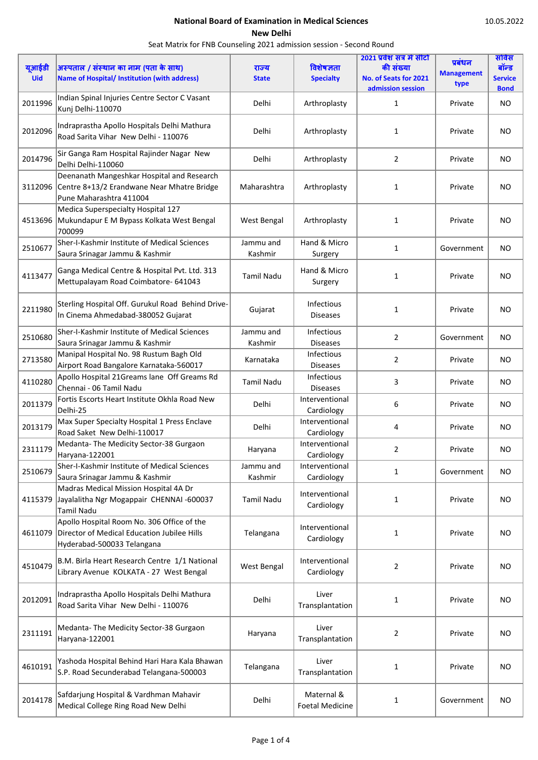**National Board of Examination in Medical Sciences**

**New Delhi**

10.05.2022

Seat Matrix for FNB Counseling 2021 admission session - Second Round

| यूआईडी Uid | अस्पताल / संस्थान का नाम (पता के साथ) Name of Hospital/ Institution (with address) | राज्य State | विशेषज्ञता Specialty | 2021 प्रवेश सत्र में सीटों की संख्या No. of Seats for 2021 admission session | प्रबंधन Management type | सर्विस बॉन्ड Service Bond |
|---|---|---|---|---|---|---|
| 2011996 | Indian Spinal Injuries Centre Sector C Vasant Kunj Delhi-110070 | Delhi | Arthroplasty | 1 | Private | NO |
| 2012096 | Indraprastha Apollo Hospitals Delhi Mathura Road Sarita Vihar New Delhi - 110076 | Delhi | Arthroplasty | 1 | Private | NO |
| 2014796 | Sir Ganga Ram Hospital Rajinder Nagar New Delhi Delhi-110060 | Delhi | Arthroplasty | 2 | Private | NO |
| 3112096 | Deenanath Mangeshkar Hospital and Research Centre 8+13/2 Erandwane Near Mhatre Bridge Pune Maharashtra 411004 | Maharashtra | Arthroplasty | 1 | Private | NO |
| 4513696 | Medica Superspecialty Hospital 127 Mukundapur E M Bypass Kolkata West Bengal 700099 | West Bengal | Arthroplasty | 1 | Private | NO |
| 2510677 | Sher-I-Kashmir Institute of Medical Sciences Saura Srinagar Jammu & Kashmir | Jammu and Kashmir | Hand & Micro Surgery | 1 | Government | NO |
| 4113477 | Ganga Medical Centre & Hospital Pvt. Ltd. 313 Mettupalayam Road Coimbatore- 641043 | Tamil Nadu | Hand & Micro Surgery | 1 | Private | NO |
| 2211980 | Sterling Hospital Off. Gurukul Road Behind Drive-In Cinema Ahmedabad-380052 Gujarat | Gujarat | Infectious Diseases | 1 | Private | NO |
| 2510680 | Sher-I-Kashmir Institute of Medical Sciences Saura Srinagar Jammu & Kashmir | Jammu and Kashmir | Infectious Diseases | 2 | Government | NO |
| 2713580 | Manipal Hospital No. 98 Rustum Bagh Old Airport Road Bangalore Karnataka-560017 | Karnataka | Infectious Diseases | 2 | Private | NO |
| 4110280 | Apollo Hospital 21Greams lane Off Greams Rd Chennai - 06 Tamil Nadu | Tamil Nadu | Infectious Diseases | 3 | Private | NO |
| 2011379 | Fortis Escorts Heart Institute Okhla Road New Delhi-25 | Delhi | Interventional Cardiology | 6 | Private | NO |
| 2013179 | Max Super Specialty Hospital 1 Press Enclave Road Saket New Delhi-110017 | Delhi | Interventional Cardiology | 4 | Private | NO |
| 2311179 | Medanta- The Medicity Sector-38 Gurgaon Haryana-122001 | Haryana | Interventional Cardiology | 2 | Private | NO |
| 2510679 | Sher-I-Kashmir Institute of Medical Sciences Saura Srinagar Jammu & Kashmir | Jammu and Kashmir | Interventional Cardiology | 1 | Government | NO |
| 4115379 | Madras Medical Mission Hospital 4A Dr Jayalalitha Ngr Mogappair CHENNAI -600037 Tamil Nadu | Tamil Nadu | Interventional Cardiology | 1 | Private | NO |
| 4611079 | Apollo Hospital Room No. 306 Office of the Director of Medical Education Jubilee Hills Hyderabad-500033 Telangana | Telangana | Interventional Cardiology | 1 | Private | NO |
| 4510479 | B.M. Birla Heart Research Centre 1/1 National Library Avenue KOLKATA - 27 West Bengal | West Bengal | Interventional Cardiology | 2 | Private | NO |
| 2012091 | Indraprastha Apollo Hospitals Delhi Mathura Road Sarita Vihar New Delhi - 110076 | Delhi | Liver Transplantation | 1 | Private | NO |
| 2311191 | Medanta- The Medicity Sector-38 Gurgaon Haryana-122001 | Haryana | Liver Transplantation | 2 | Private | NO |
| 4610191 | Yashoda Hospital Behind Hari Hara Kala Bhawan S.P. Road Secunderabad Telangana-500003 | Telangana | Liver Transplantation | 1 | Private | NO |
| 2014178 | Safdarjung Hospital & Vardhman Mahavir Medical College Ring Road New Delhi | Delhi | Maternal & Foetal Medicine | 1 | Government | NO |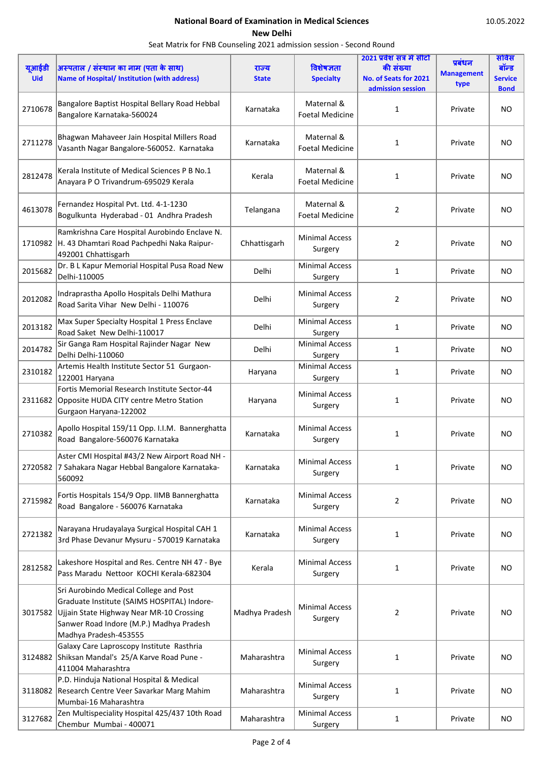**National Board of Examination in Medical Sciences**

**New Delhi**

Seat Matrix for FNB Counseling 2021 admission session - Second Round

10.05.2022

| यूआईडी Uid | अस्पताल / संस्थान का नाम (पता के साथ) Name of Hospital/ Institution (with address) | राज्य State | विशेषज्ञता Specialty | 2021 प्रवेश सत्र में सीटों की संख्या No. of Seats for 2021 admission session | प्रबंधन Management type | सर्विस बॉन्ड Service Bond |
|---|---|---|---|---|---|---|
| 2710678 | Bangalore Baptist Hospital Bellary Road Hebbal Bangalore Karnataka-560024 | Karnataka | Maternal & Foetal Medicine | 1 | Private | NO |
| 2711278 | Bhagwan Mahaveer Jain Hospital Millers Road Vasanth Nagar Bangalore-560052. Karnataka | Karnataka | Maternal & Foetal Medicine | 1 | Private | NO |
| 2812478 | Kerala Institute of Medical Sciences P B No.1 Anayara P O Trivandrum-695029 Kerala | Kerala | Maternal & Foetal Medicine | 1 | Private | NO |
| 4613078 | Fernandez Hospital Pvt. Ltd. 4-1-1230 Bogulkunta Hyderabad - 01 Andhra Pradesh | Telangana | Maternal & Foetal Medicine | 2 | Private | NO |
| 1710982 | Ramkrishna Care Hospital Aurobindo Enclave N. H. 43 Dhamtari Road Pachpedhi Naka Raipur-492001 Chhattisgarh | Chhattisgarh | Minimal Access Surgery | 2 | Private | NO |
| 2015682 | Dr. B L Kapur Memorial Hospital Pusa Road New Delhi-110005 | Delhi | Minimal Access Surgery | 1 | Private | NO |
| 2012082 | Indraprastha Apollo Hospitals Delhi Mathura Road Sarita Vihar New Delhi - 110076 | Delhi | Minimal Access Surgery | 2 | Private | NO |
| 2013182 | Max Super Specialty Hospital 1 Press Enclave Road Saket New Delhi-110017 | Delhi | Minimal Access Surgery | 1 | Private | NO |
| 2014782 | Sir Ganga Ram Hospital Rajinder Nagar New Delhi Delhi-110060 | Delhi | Minimal Access Surgery | 1 | Private | NO |
| 2310182 | Artemis Health Institute Sector 51 Gurgaon-122001 Haryana | Haryana | Minimal Access Surgery | 1 | Private | NO |
| 2311682 | Fortis Memorial Research Institute Sector-44 Opposite HUDA CITY centre Metro Station Gurgaon Haryana-122002 | Haryana | Minimal Access Surgery | 1 | Private | NO |
| 2710382 | Apollo Hospital 159/11 Opp. I.I.M. Bannerghatta Road Bangalore-560076 Karnataka | Karnataka | Minimal Access Surgery | 1 | Private | NO |
| 2720582 | Aster CMI Hospital #43/2 New Airport Road NH - 7 Sahakara Nagar Hebbal Bangalore Karnataka-560092 | Karnataka | Minimal Access Surgery | 1 | Private | NO |
| 2715982 | Fortis Hospitals 154/9 Opp. IIMB Bannerghatta Road Bangalore - 560076 Karnataka | Karnataka | Minimal Access Surgery | 2 | Private | NO |
| 2721382 | Narayana Hrudayalaya Surgical Hospital CAH 1 3rd Phase Devanur Mysuru - 570019 Karnataka | Karnataka | Minimal Access Surgery | 1 | Private | NO |
| 2812582 | Lakeshore Hospital and Res. Centre NH 47 - Bye Pass Maradu Nettoor KOCHI Kerala-682304 | Kerala | Minimal Access Surgery | 1 | Private | NO |
| 3017582 | Sri Aurobindo Medical College and Post Graduate Institute (SAIMS HOSPITAL) Indore-Ujjain State Highway Near MR-10 Crossing Sanwer Road Indore (M.P.) Madhya Pradesh Madhya Pradesh-453555 | Madhya Pradesh | Minimal Access Surgery | 2 | Private | NO |
| 3124882 | Galaxy Care Laproscopy Institute Rasthria Shiksan Mandal's 25/A Karve Road Pune - 411004 Maharashtra | Maharashtra | Minimal Access Surgery | 1 | Private | NO |
| 3118082 | P.D. Hinduja National Hospital & Medical Research Centre Veer Savarkar Marg Mahim Mumbai-16 Maharashtra | Maharashtra | Minimal Access Surgery | 1 | Private | NO |
| 3127682 | Zen Multispeciality Hospital 425/437 10th Road Chembur Mumbai - 400071 | Maharashtra | Minimal Access Surgery | 1 | Private | NO |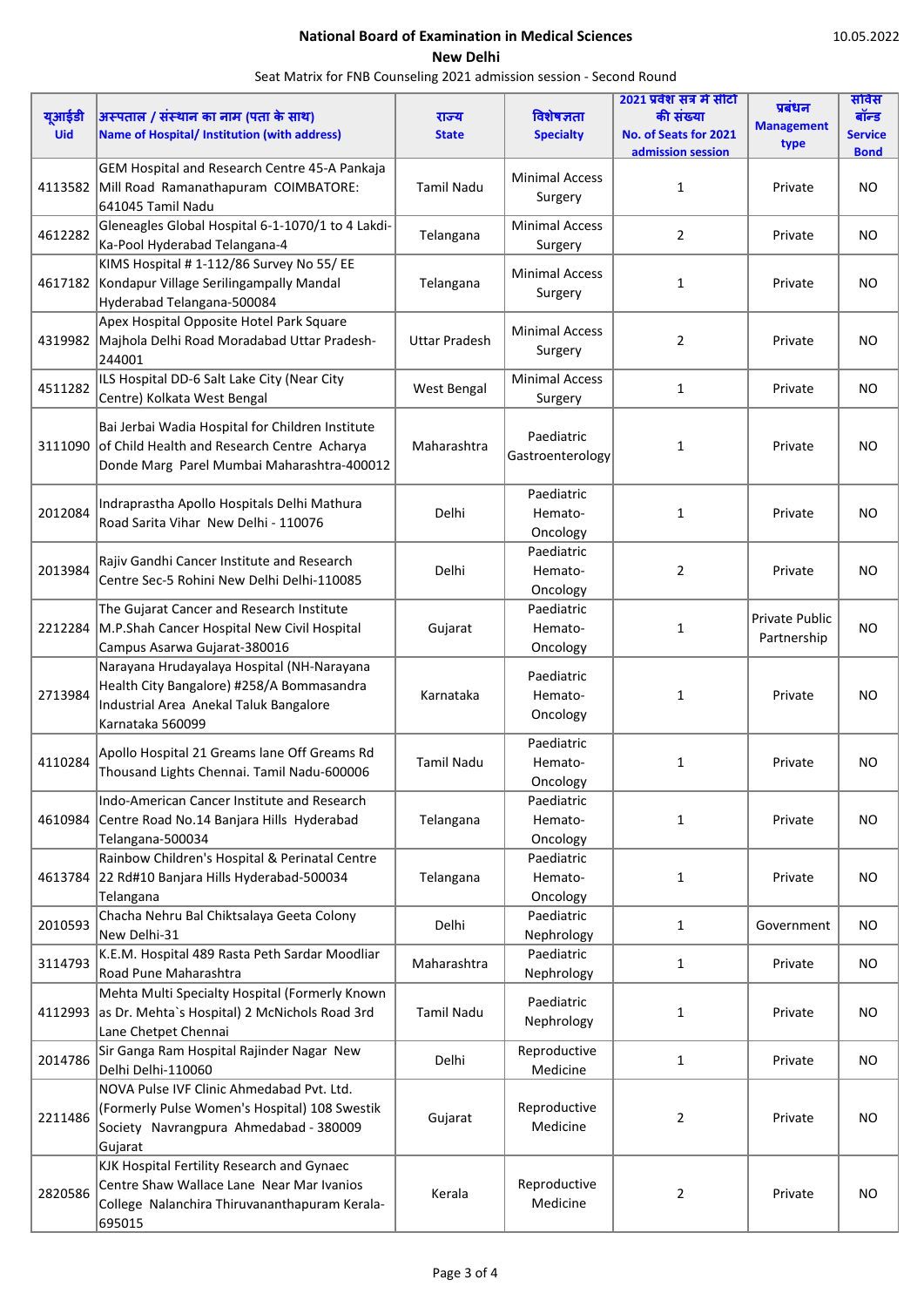**National Board of Examination in Medical Sciences**

**New Delhi**

10.05.2022

Seat Matrix for FNB Counseling 2021 admission session - Second Round

| यूआईडी Uid | अस्पताल / संस्थान का नाम (पता के साथ) Name of Hospital/ Institution (with address) | राज्य State | विशेषज्ञता Specialty | 2021 प्रवेश सत्र में सीटों की संख्या No. of Seats for 2021 admission session | प्रबंधन Management type | सेवा बॉन्ड Service Bond |
|---|---|---|---|---|---|---|
| 4113582 | GEM Hospital and Research Centre 45-A Pankaja Mill Road Ramanathapuram COIMBATORE: 641045 Tamil Nadu | Tamil Nadu | Minimal Access Surgery | 1 | Private | NO |
| 4612282 | Gleneagles Global Hospital 6-1-1070/1 to 4 Lakdi-Ka-Pool Hyderabad Telangana-4 | Telangana | Minimal Access Surgery | 2 | Private | NO |
| 4617182 | KIMS Hospital # 1-112/86 Survey No 55/ EE Kondapur Village Serilingampally Mandal Hyderabad Telangana-500084 | Telangana | Minimal Access Surgery | 1 | Private | NO |
| 4319982 | Apex Hospital Opposite Hotel Park Square Majhola Delhi Road Moradabad Uttar Pradesh-244001 | Uttar Pradesh | Minimal Access Surgery | 2 | Private | NO |
| 4511282 | ILS Hospital DD-6 Salt Lake City (Near City Centre) Kolkata West Bengal | West Bengal | Minimal Access Surgery | 1 | Private | NO |
| 3111090 | Bai Jerbai Wadia Hospital for Children Institute of Child Health and Research Centre Acharya Donde Marg Parel Mumbai Maharashtra-400012 | Maharashtra | Paediatric Gastroenterology | 1 | Private | NO |
| 2012084 | Indraprastha Apollo Hospitals Delhi Mathura Road Sarita Vihar New Delhi - 110076 | Delhi | Paediatric Hemato-Oncology | 1 | Private | NO |
| 2013984 | Rajiv Gandhi Cancer Institute and Research Centre Sec-5 Rohini New Delhi Delhi-110085 | Delhi | Paediatric Hemato-Oncology | 2 | Private | NO |
| 2212284 | The Gujarat Cancer and Research Institute M.P.Shah Cancer Hospital New Civil Hospital Campus Asarwa Gujarat-380016 | Gujarat | Paediatric Hemato-Oncology | 1 | Private Public Partnership | NO |
| 2713984 | Narayana Hrudayalaya Hospital (NH-Narayana Health City Bangalore) #258/A Bommasandra Industrial Area Anekal Taluk Bangalore Karnataka 560099 | Karnataka | Paediatric Hemato-Oncology | 1 | Private | NO |
| 4110284 | Apollo Hospital 21 Greams lane Off Greams Rd Thousand Lights Chennai. Tamil Nadu-600006 | Tamil Nadu | Paediatric Hemato-Oncology | 1 | Private | NO |
| 4610984 | Indo-American Cancer Institute and Research Centre Road No.14 Banjara Hills Hyderabad Telangana-500034 | Telangana | Paediatric Hemato-Oncology | 1 | Private | NO |
| 4613784 | Rainbow Children's Hospital & Perinatal Centre 22 Rd#10 Banjara Hills Hyderabad-500034 Telangana | Telangana | Paediatric Hemato-Oncology | 1 | Private | NO |
| 2010593 | Chacha Nehru Bal Chiktsalaya Geeta Colony New Delhi-31 | Delhi | Paediatric Nephrology | 1 | Government | NO |
| 3114793 | K.E.M. Hospital 489 Rasta Peth Sardar Moodliar Road Pune Maharashtra | Maharashtra | Paediatric Nephrology | 1 | Private | NO |
| 4112993 | Mehta Multi Specialty Hospital (Formerly Known as Dr. Mehta`s Hospital) 2 McNichols Road 3rd Lane Chetpet Chennai | Tamil Nadu | Paediatric Nephrology | 1 | Private | NO |
| 2014786 | Sir Ganga Ram Hospital Rajinder Nagar New Delhi Delhi-110060 | Delhi | Reproductive Medicine | 1 | Private | NO |
| 2211486 | NOVA Pulse IVF Clinic Ahmedabad Pvt. Ltd. (Formerly Pulse Women's Hospital) 108 Swestik Society Navrangpura Ahmedabad - 380009 Gujarat | Gujarat | Reproductive Medicine | 2 | Private | NO |
| 2820586 | KJK Hospital Fertility Research and Gynaec Centre Shaw Wallace Lane Near Mar Ivanios College Nalanchira Thiruvananthapuram Kerala-695015 | Kerala | Reproductive Medicine | 2 | Private | NO |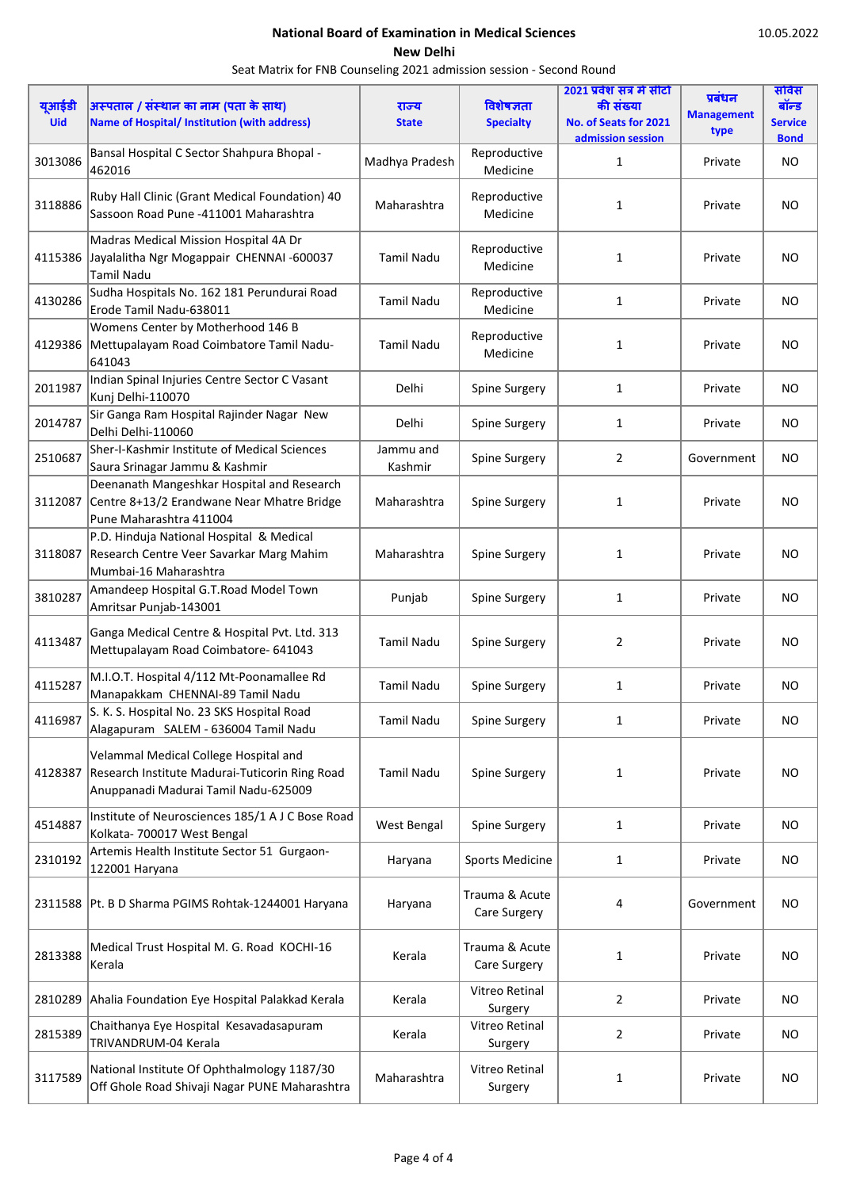**National Board of Examination in Medical Sciences**

**New Delhi**

Seat Matrix for FNB Counseling 2021 admission session - Second Round

10.05.2022

| यूआईडी Uid | अस्पताल / संस्थान का नाम (पता के साथ) Name of Hospital/ Institution (with address) | राज्य State | विशेषज्ञता Specialty | 2021 प्रवेश सत्र में सीटों की संख्या No. of Seats for 2021 admission session | प्रबंधन Management type | सर्विस बॉन्ड Service Bond |
|---|---|---|---|---|---|---|
| 3013086 | Bansal Hospital C Sector Shahpura Bhopal - 462016 | Madhya Pradesh | Reproductive Medicine | 1 | Private | NO |
| 3118886 | Ruby Hall Clinic (Grant Medical Foundation) 40 Sassoon Road Pune -411001 Maharashtra | Maharashtra | Reproductive Medicine | 1 | Private | NO |
| 4115386 | Madras Medical Mission Hospital 4A Dr Jayalalitha Ngr Mogappair CHENNAI -600037 Tamil Nadu | Tamil Nadu | Reproductive Medicine | 1 | Private | NO |
| 4130286 | Sudha Hospitals No. 162 181 Perundurai Road Erode Tamil Nadu-638011 | Tamil Nadu | Reproductive Medicine | 1 | Private | NO |
| 4129386 | Womens Center by Motherhood 146 B Mettupalayam Road Coimbatore Tamil Nadu-641043 | Tamil Nadu | Reproductive Medicine | 1 | Private | NO |
| 2011987 | Indian Spinal Injuries Centre Sector C Vasant Kunj Delhi-110070 | Delhi | Spine Surgery | 1 | Private | NO |
| 2014787 | Sir Ganga Ram Hospital Rajinder Nagar New Delhi Delhi-110060 | Delhi | Spine Surgery | 1 | Private | NO |
| 2510687 | Sher-I-Kashmir Institute of Medical Sciences Saura Srinagar Jammu & Kashmir | Jammu and Kashmir | Spine Surgery | 2 | Government | NO |
| 3112087 | Deenanath Mangeshkar Hospital and Research Centre 8+13/2 Erandwane Near Mhatre Bridge Pune Maharashtra 411004 | Maharashtra | Spine Surgery | 1 | Private | NO |
| 3118087 | P.D. Hinduja National Hospital & Medical Research Centre Veer Savarkar Marg Mahim Mumbai-16 Maharashtra | Maharashtra | Spine Surgery | 1 | Private | NO |
| 3810287 | Amandeep Hospital G.T.Road Model Town Amritsar Punjab-143001 | Punjab | Spine Surgery | 1 | Private | NO |
| 4113487 | Ganga Medical Centre & Hospital Pvt. Ltd. 313 Mettupalayam Road Coimbatore- 641043 | Tamil Nadu | Spine Surgery | 2 | Private | NO |
| 4115287 | M.I.O.T. Hospital 4/112 Mt-Poonamallee Rd Manapakkam CHENNAI-89 Tamil Nadu | Tamil Nadu | Spine Surgery | 1 | Private | NO |
| 4116987 | S. K. S. Hospital No. 23 SKS Hospital Road Alagapuram SALEM - 636004 Tamil Nadu | Tamil Nadu | Spine Surgery | 1 | Private | NO |
| 4128387 | Velammal Medical College Hospital and Research Institute Madurai-Tuticorin Ring Road Anuppanadi Madurai Tamil Nadu-625009 | Tamil Nadu | Spine Surgery | 1 | Private | NO |
| 4514887 | Institute of Neurosciences 185/1 A J C Bose Road Kolkata- 700017 West Bengal | West Bengal | Spine Surgery | 1 | Private | NO |
| 2310192 | Artemis Health Institute Sector 51 Gurgaon-122001 Haryana | Haryana | Sports Medicine | 1 | Private | NO |
| 2311588 | Pt. B D Sharma PGIMS Rohtak-1244001 Haryana | Haryana | Trauma & Acute Care Surgery | 4 | Government | NO |
| 2813388 | Medical Trust Hospital M. G. Road KOCHI-16 Kerala | Kerala | Trauma & Acute Care Surgery | 1 | Private | NO |
| 2810289 | Ahalia Foundation Eye Hospital Palakkad Kerala | Kerala | Vitreo Retinal Surgery | 2 | Private | NO |
| 2815389 | Chaithanya Eye Hospital Kesavadasapuram TRIVANDRUM-04 Kerala | Kerala | Vitreo Retinal Surgery | 2 | Private | NO |
| 3117589 | National Institute Of Ophthalmology 1187/30 Off Ghole Road Shivaji Nagar PUNE Maharashtra | Maharashtra | Vitreo Retinal Surgery | 1 | Private | NO |